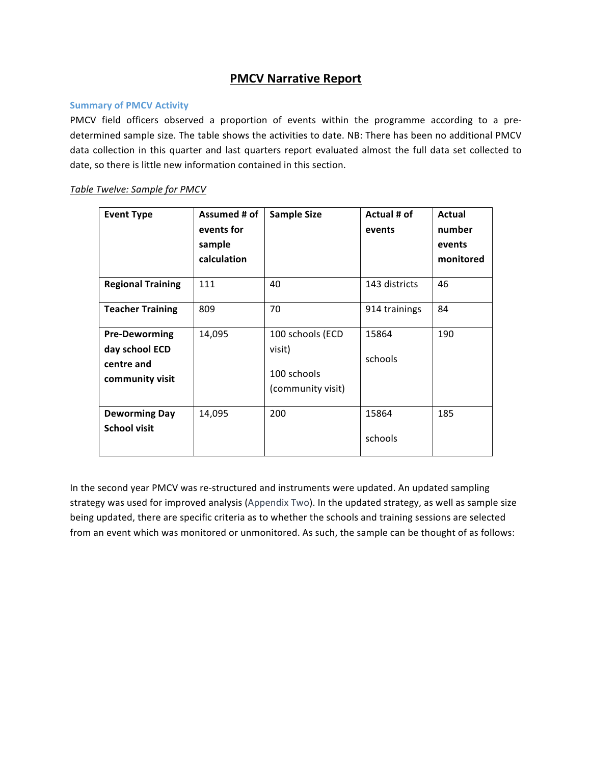# PMCV Narrative Report

## Summary of PMCV Activity

PMCV field officers observed a proportion of events within the programme according to a pre-determined sample size. The table shows the activities to date. NB: There has been no additional PMCV data collection in this quarter and last quarters report evaluated almost the full data set collected to date, so there is little new information contained in this section.

*Table Twelve: Sample for PMCV*

| Event Type | Assumed # of events for sample calculation | Sample Size | Actual # of events | Actual number events monitored |
|---|---|---|---|---|
| **Regional Training** | 111 | 40 | 143 districts | 46 |
| **Teacher Training** | 809 | 70 | 914 trainings | 84 |
| **Pre-Deworming day school ECD centre and community visit** | 14,095 | 100 schools (ECD visit)<br><br>100 schools (community visit) | 15864<br><br>schools | 190 |
| **Deworming Day School visit** | 14,095 | 200 | 15864<br><br>schools | 185 |

In the second year PMCV was re-structured and instruments were updated. An updated sampling strategy was used for improved analysis (Appendix Two). In the updated strategy, as well as sample size being updated, there are specific criteria as to whether the schools and training sessions are selected from an event which was monitored or unmonitored. As such, the sample can be thought of as follows: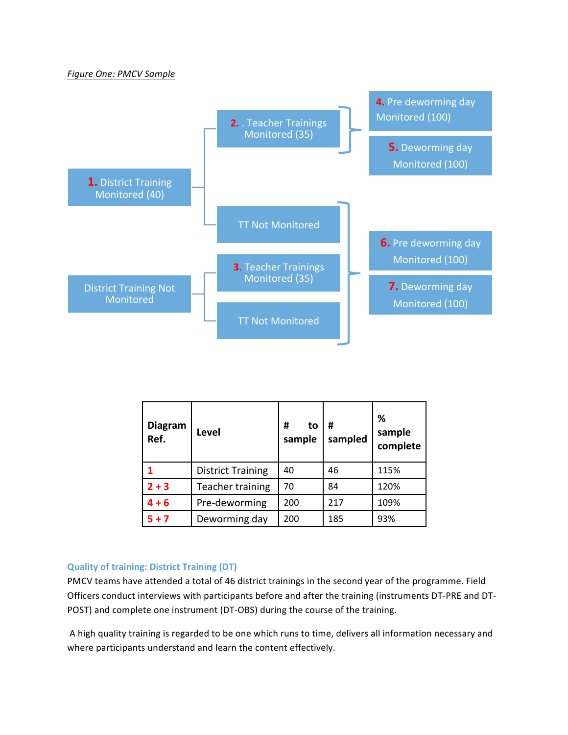*Figure One: PMCV Sample*

1. District Training Monitored (40)
   - 2. . Teacher Trainings Monitored (35)
     - 4. Pre deworming day Monitored (100)
     - 5. Deworming day Monitored (100)
   - TT Not Monitored

District Training Not Monitored
   - 3. Teacher Trainings Monitored (35)
   - TT Not Monitored

(TT Not Monitored, 3. Teacher Trainings Monitored (35), TT Not Monitored)
   - 6. Pre deworming day Monitored (100)
   - 7. Deworming day Monitored (100)

| Diagram Ref. | Level | # to sample | # sampled | % sample complete |
|---|---|---|---|---|
| 1 | District Training | 40 | 46 | 115% |
| 2 + 3 | Teacher training | 70 | 84 | 120% |
| 4 + 6 | Pre-deworming | 200 | 217 | 109% |
| 5 + 7 | Deworming day | 200 | 185 | 93% |

### Quality of training: District Training (DT)

PMCV teams have attended a total of 46 district trainings in the second year of the programme. Field Officers conduct interviews with participants before and after the training (instruments DT-PRE and DT-POST) and complete one instrument (DT-OBS) during the course of the training.

A high quality training is regarded to be one which runs to time, delivers all information necessary and where participants understand and learn the content effectively.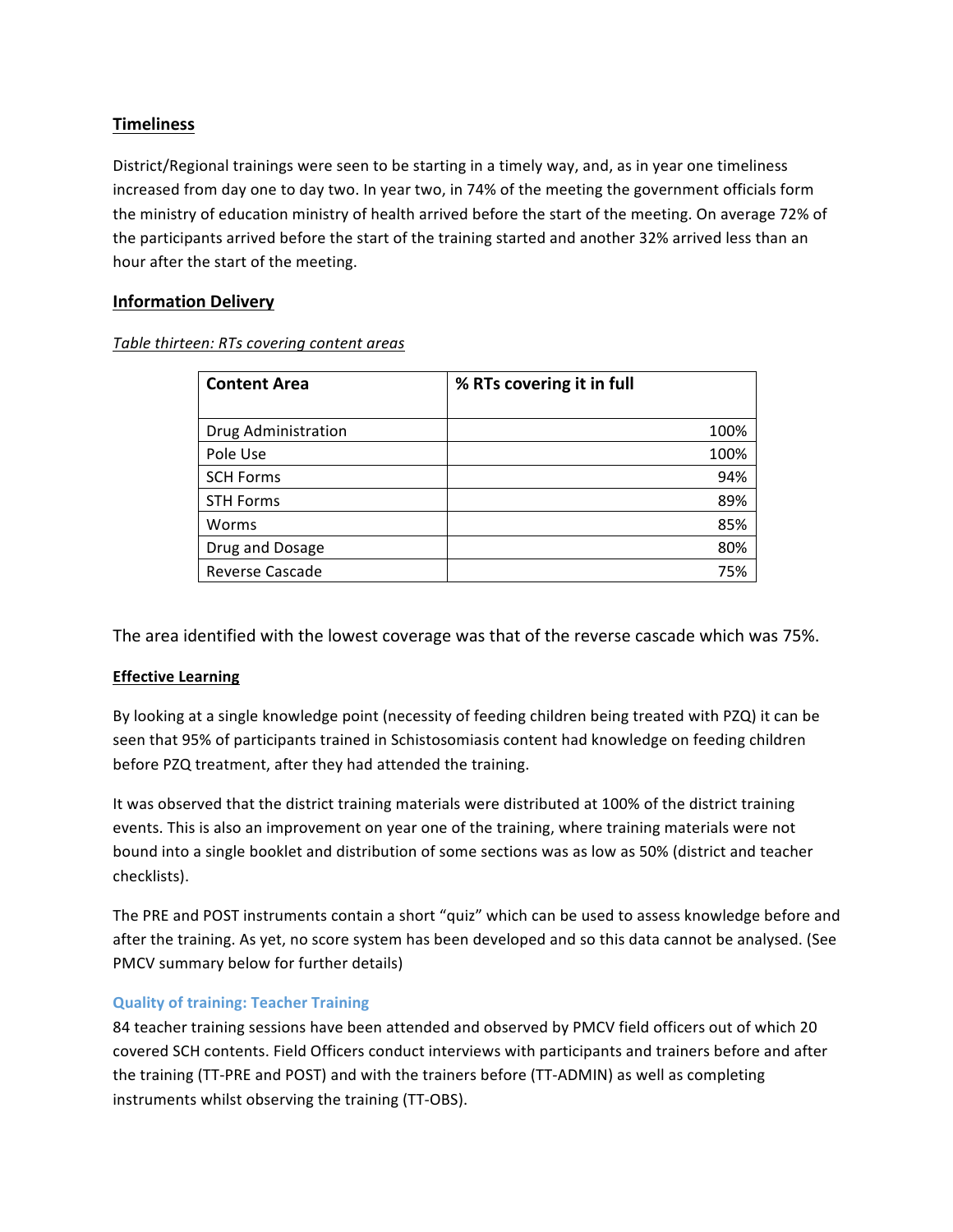## Timeliness

District/Regional trainings were seen to be starting in a timely way, and, as in year one timeliness increased from day one to day two. In year two, in 74% of the meeting the government officials form the ministry of education ministry of health arrived before the start of the meeting. On average 72% of the participants arrived before the start of the training started and another 32% arrived less than an hour after the start of the meeting.

## Information Delivery

*Table thirteen: RTs covering content areas*

| Content Area | % RTs covering it in full |
|---|---:|
| Drug Administration | 100% |
| Pole Use | 100% |
| SCH Forms | 94% |
| STH Forms | 89% |
| Worms | 85% |
| Drug and Dosage | 80% |
| Reverse Cascade | 75% |

The area identified with the lowest coverage was that of the reverse cascade which was 75%.

### Effective Learning

By looking at a single knowledge point (necessity of feeding children being treated with PZQ) it can be seen that 95% of participants trained in Schistosomiasis content had knowledge on feeding children before PZQ treatment, after they had attended the training.

It was observed that the district training materials were distributed at 100% of the district training events. This is also an improvement on year one of the training, where training materials were not bound into a single booklet and distribution of some sections was as low as 50% (district and teacher checklists).

The PRE and POST instruments contain a short "quiz" which can be used to assess knowledge before and after the training. As yet, no score system has been developed and so this data cannot be analysed. (See PMCV summary below for further details)

### Quality of training: Teacher Training

84 teacher training sessions have been attended and observed by PMCV field officers out of which 20 covered SCH contents. Field Officers conduct interviews with participants and trainers before and after the training (TT-PRE and POST) and with the trainers before (TT-ADMIN) as well as completing instruments whilst observing the training (TT-OBS).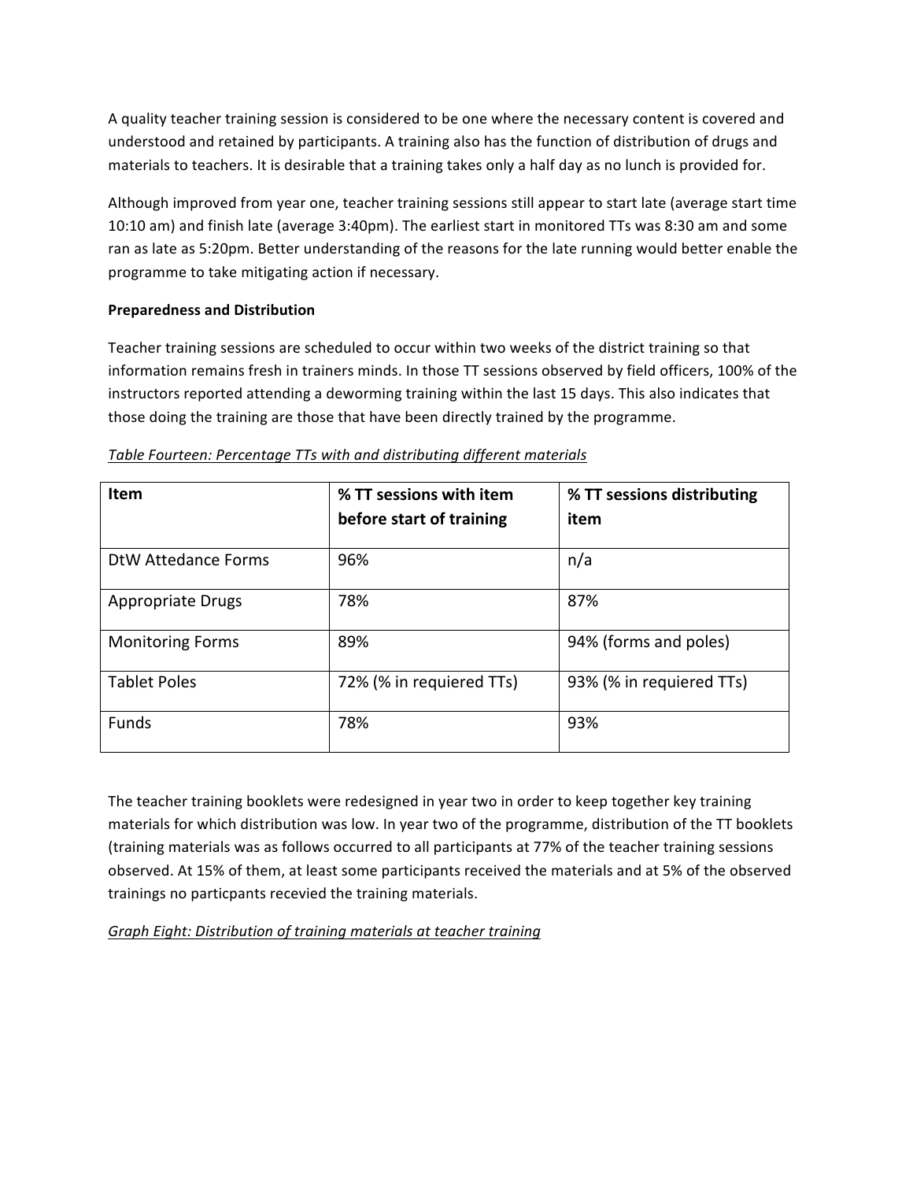A quality teacher training session is considered to be one where the necessary content is covered and understood and retained by participants. A training also has the function of distribution of drugs and materials to teachers. It is desirable that a training takes only a half day as no lunch is provided for.

Although improved from year one, teacher training sessions still appear to start late (average start time 10:10 am) and finish late (average 3:40pm). The earliest start in monitored TTs was 8:30 am and some ran as late as 5:20pm. Better understanding of the reasons for the late running would better enable the programme to take mitigating action if necessary.

**Preparedness and Distribution**

Teacher training sessions are scheduled to occur within two weeks of the district training so that information remains fresh in trainers minds. In those TT sessions observed by field officers, 100% of the instructors reported attending a deworming training within the last 15 days. This also indicates that those doing the training are those that have been directly trained by the programme.

*Table Fourteen: Percentage TTs with and distributing different materials*

| Item | % TT sessions with item before start of training | % TT sessions distributing item |
|---|---|---|
| DtW Attedance Forms | 96% | n/a |
| Appropriate Drugs | 78% | 87% |
| Monitoring Forms | 89% | 94% (forms and poles) |
| Tablet Poles | 72% (% in requiered TTs) | 93% (% in requiered TTs) |
| Funds | 78% | 93% |

The teacher training booklets were redesigned in year two in order to keep together key training materials for which distribution was low. In year two of the programme, distribution of the TT booklets (training materials was as follows occurred to all participants at 77% of the teacher training sessions observed. At 15% of them, at least some participants received the materials and at 5% of the observed trainings no particpants recevied the training materials.

*Graph Eight: Distribution of training materials at teacher training*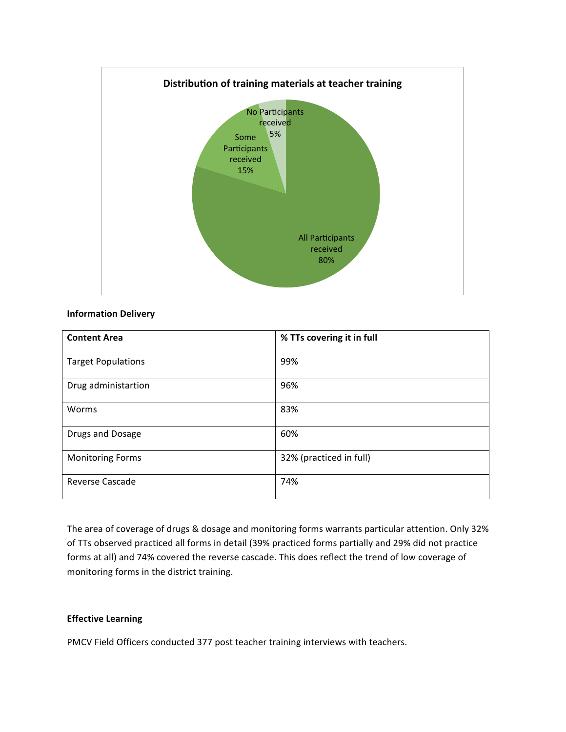**Distribution of training materials at teacher training**

| Category | Percentage |
|---|---|
| All Participants received | 80% |
| Some Participants received | 15% |
| No Participants received | 5% |

**Information Delivery**

| Content Area | % TTs covering it in full |
|---|---|
| Target Populations | 99% |
| Drug administartion | 96% |
| Worms | 83% |
| Drugs and Dosage | 60% |
| Monitoring Forms | 32% (practiced in full) |
| Reverse Cascade | 74% |

The area of coverage of drugs & dosage and monitoring forms warrants particular attention. Only 32% of TTs observed practiced all forms in detail (39% practiced forms partially and 29% did not practice forms at all) and 74% covered the reverse cascade. This does reflect the trend of low coverage of monitoring forms in the district training.

**Effective Learning**

PMCV Field Officers conducted 377 post teacher training interviews with teachers.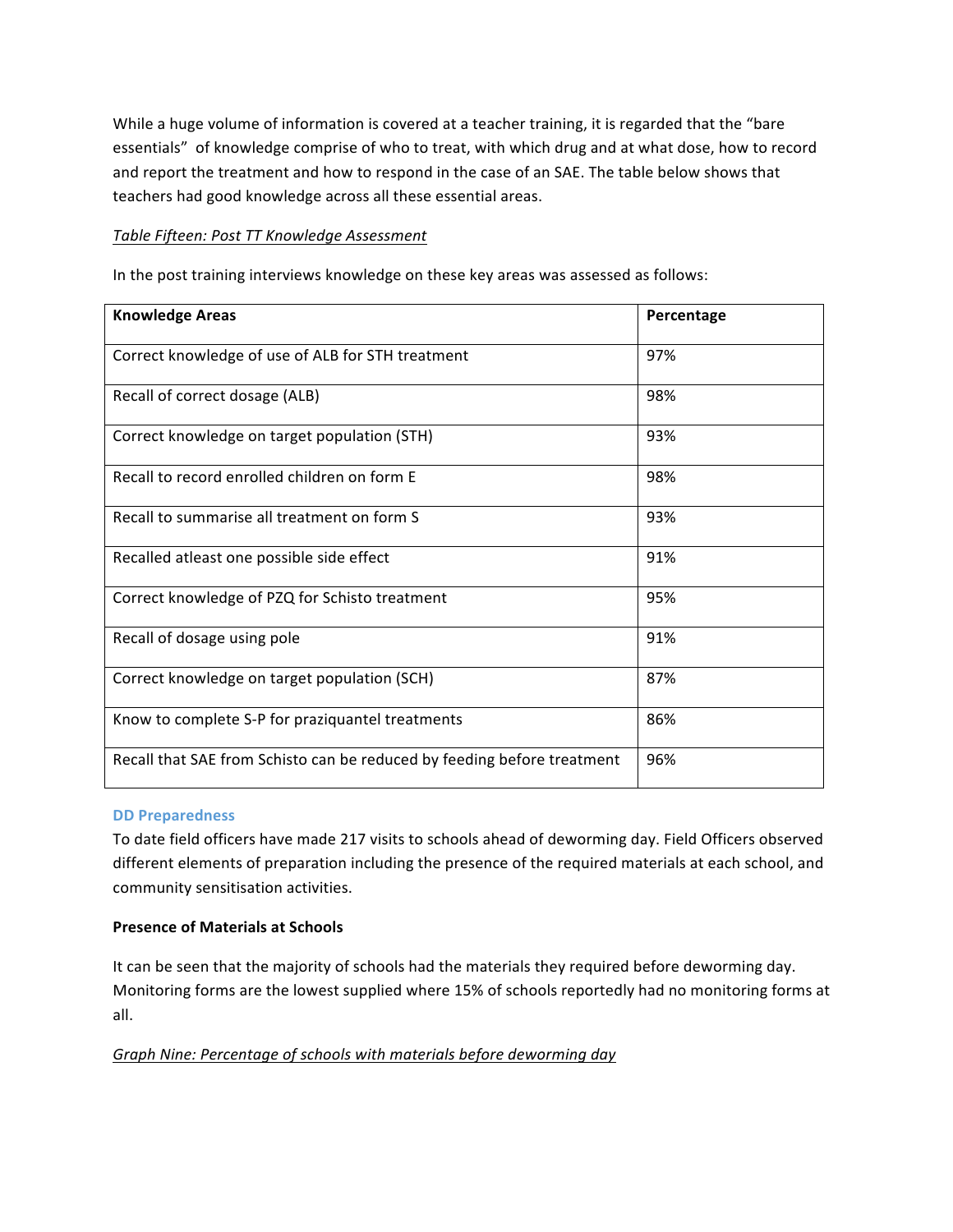While a huge volume of information is covered at a teacher training, it is regarded that the "bare essentials" of knowledge comprise of who to treat, with which drug and at what dose, how to record and report the treatment and how to respond in the case of an SAE. The table below shows that teachers had good knowledge across all these essential areas.

*Table Fifteen: Post TT Knowledge Assessment*

In the post training interviews knowledge on these key areas was assessed as follows:

| Knowledge Areas | Percentage |
|---|---|
| Correct knowledge of use of ALB for STH treatment | 97% |
| Recall of correct dosage (ALB) | 98% |
| Correct knowledge on target population (STH) | 93% |
| Recall to record enrolled children on form E | 98% |
| Recall to summarise all treatment on form S | 93% |
| Recalled atleast one possible side effect | 91% |
| Correct knowledge of PZQ for Schisto treatment | 95% |
| Recall of dosage using pole | 91% |
| Correct knowledge on target population (SCH) | 87% |
| Know to complete S-P for praziquantel treatments | 86% |
| Recall that SAE from Schisto can be reduced by feeding before treatment | 96% |

### DD Preparedness

To date field officers have made 217 visits to schools ahead of deworming day. Field Officers observed different elements of preparation including the presence of the required materials at each school, and community sensitisation activities.

**Presence of Materials at Schools**

It can be seen that the majority of schools had the materials they required before deworming day. Monitoring forms are the lowest supplied where 15% of schools reportedly had no monitoring forms at all.

*Graph Nine: Percentage of schools with materials before deworming day*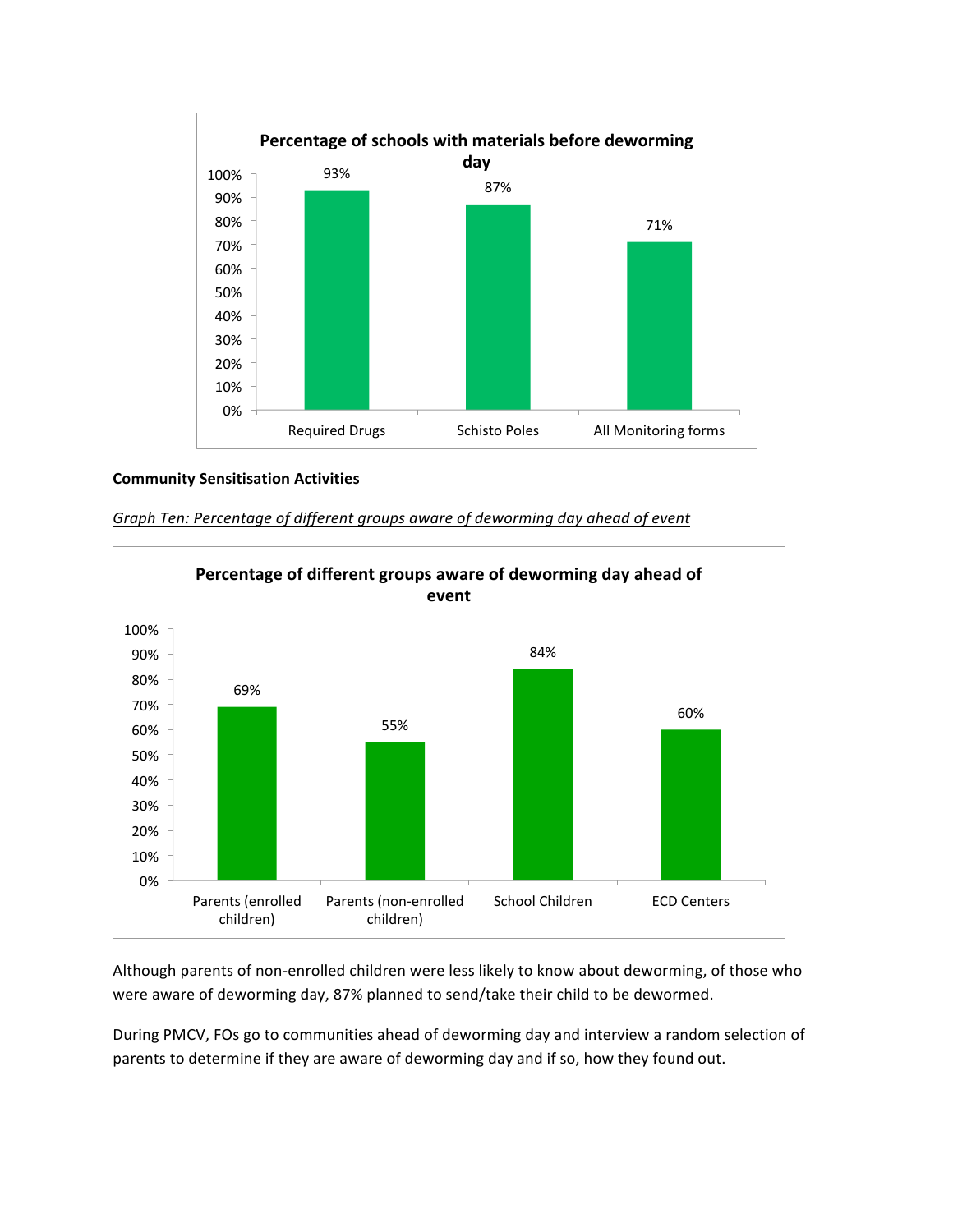**Percentage of schools with materials before deworming day**

| | Percentage |
|---|---|
| Required Drugs | 93% |
| Schisto Poles | 87% |
| All Monitoring forms | 71% |

**Community Sensitisation Activities**

*Graph Ten: Percentage of different groups aware of deworming day ahead of event*

**Percentage of different groups aware of deworming day ahead of event**

| | Percentage |
|---|---|
| Parents (enrolled children) | 69% |
| Parents (non-enrolled children) | 55% |
| School Children | 84% |
| ECD Centers | 60% |

Although parents of non-enrolled children were less likely to know about deworming, of those who were aware of deworming day, 87% planned to send/take their child to be dewormed.

During PMCV, FOs go to communities ahead of deworming day and interview a random selection of parents to determine if they are aware of deworming day and if so, how they found out.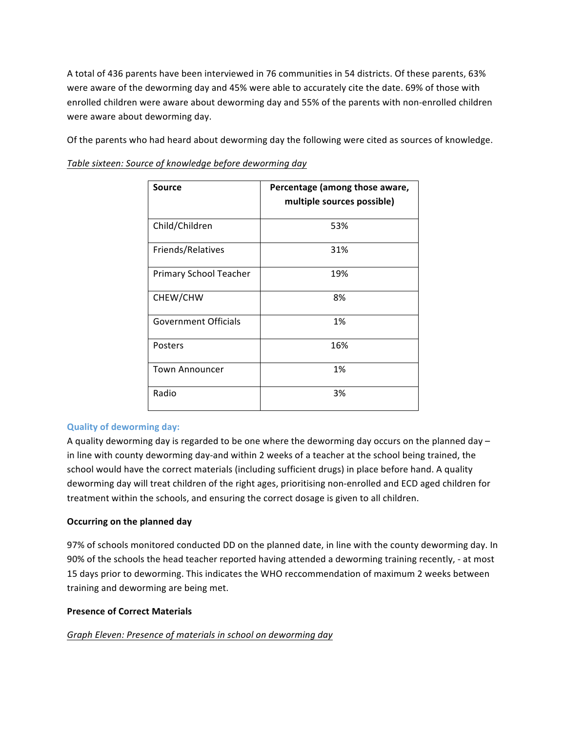A total of 436 parents have been interviewed in 76 communities in 54 districts. Of these parents, 63% were aware of the deworming day and 45% were able to accurately cite the date. 69% of those with enrolled children were aware about deworming day and 55% of the parents with non-enrolled children were aware about deworming day.

Of the parents who had heard about deworming day the following were cited as sources of knowledge.

*Table sixteen: Source of knowledge before deworming day*

| Source | Percentage (among those aware, multiple sources possible) |
|---|---|
| Child/Children | 53% |
| Friends/Relatives | 31% |
| Primary School Teacher | 19% |
| CHEW/CHW | 8% |
| Government Officials | 1% |
| Posters | 16% |
| Town Announcer | 1% |
| Radio | 3% |

### Quality of deworming day:

A quality deworming day is regarded to be one where the deworming day occurs on the planned day – in line with county deworming day-and within 2 weeks of a teacher at the school being trained, the school would have the correct materials (including sufficient drugs) in place before hand. A quality deworming day will treat children of the right ages, prioritising non-enrolled and ECD aged children for treatment within the schools, and ensuring the correct dosage is given to all children.

**Occurring on the planned day**

97% of schools monitored conducted DD on the planned date, in line with the county deworming day. In 90% of the schools the head teacher reported having attended a deworming training recently, - at most 15 days prior to deworming. This indicates the WHO reccommendation of maximum 2 weeks between training and deworming are being met.

**Presence of Correct Materials**

*Graph Eleven: Presence of materials in school on deworming day*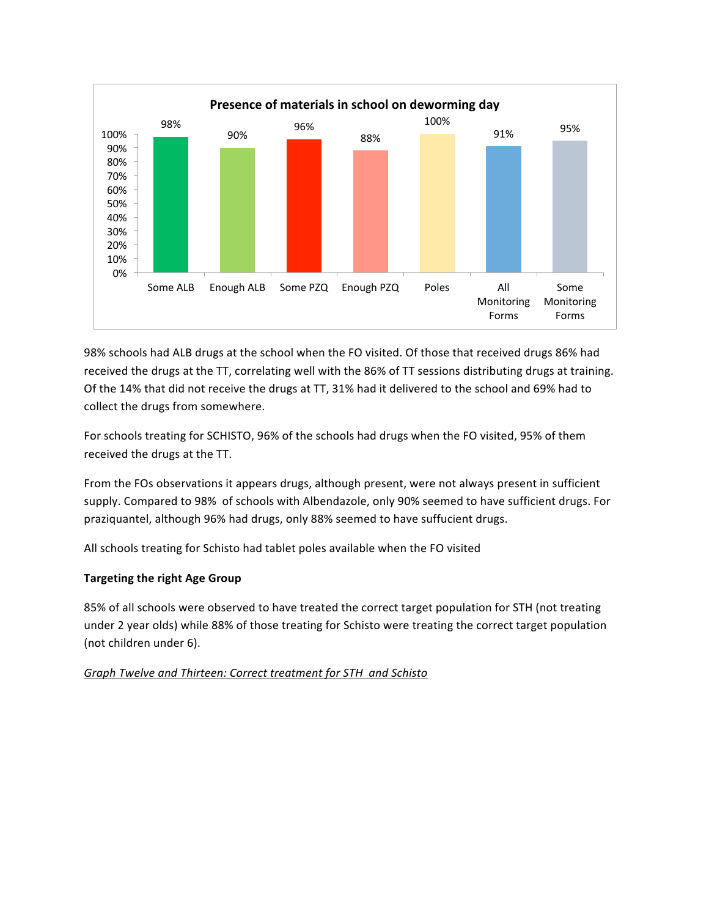**Presence of materials in school on deworming day**

| Some ALB | Enough ALB | Some PZQ | Enough PZQ | Poles | All Monitoring Forms | Some Monitoring Forms |
|---|---|---|---|---|---|---|
| 98% | 90% | 96% | 88% | 100% | 91% | 95% |

98% schools had ALB drugs at the school when the FO visited. Of those that received drugs 86% had received the drugs at the TT, correlating well with the 86% of TT sessions distributing drugs at training. Of the 14% that did not receive the drugs at TT, 31% had it delivered to the school and 69% had to collect the drugs from somewhere.

For schools treating for SCHISTO, 96% of the schools had drugs when the FO visited, 95% of them received the drugs at the TT.

From the FOs observations it appears drugs, although present, were not always present in sufficient supply. Compared to 98% of schools with Albendazole, only 90% seemed to have sufficient drugs. For praziquantel, although 96% had drugs, only 88% seemed to have suffucient drugs.

All schools treating for Schisto had tablet poles available when the FO visited

**Targeting the right Age Group**

85% of all schools were observed to have treated the correct target population for STH (not treating under 2 year olds) while 88% of those treating for Schisto were treating the correct target population (not children under 6).

*Graph Twelve and Thirteen: Correct treatment for STH and Schisto*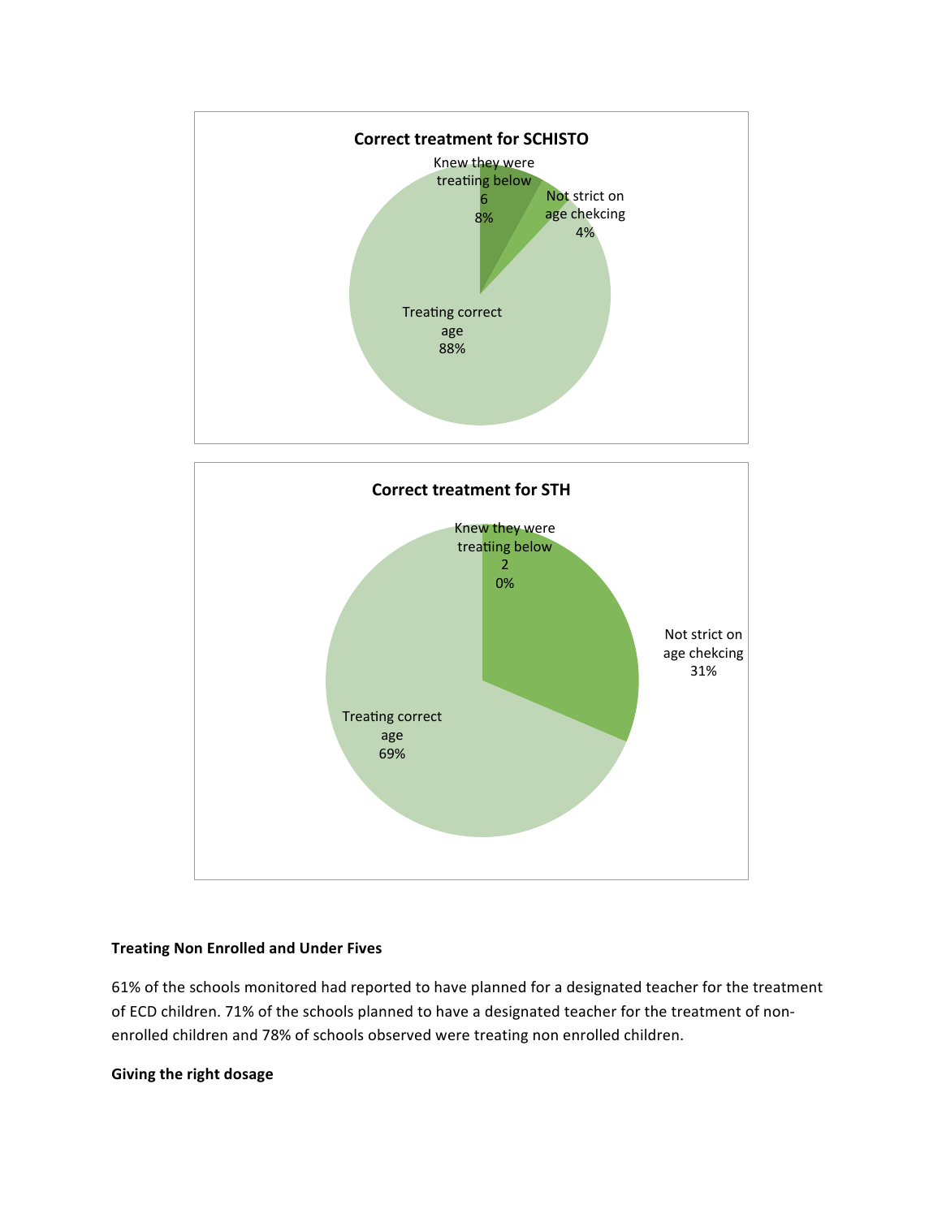**Correct treatment for SCHISTO**

Knew they were treatiing below 6 8%

Not strict on age chekcing 4%

Treating correct age 88%

**Correct treatment for STH**

Knew they were treatiing below 2 0%

Not strict on age chekcing 31%

Treating correct age 69%

**Treating Non Enrolled and Under Fives**

61% of the schools monitored had reported to have planned for a designated teacher for the treatment of ECD children. 71% of the schools planned to have a designated teacher for the treatment of non-enrolled children and 78% of schools observed were treating non enrolled children.

**Giving the right dosage**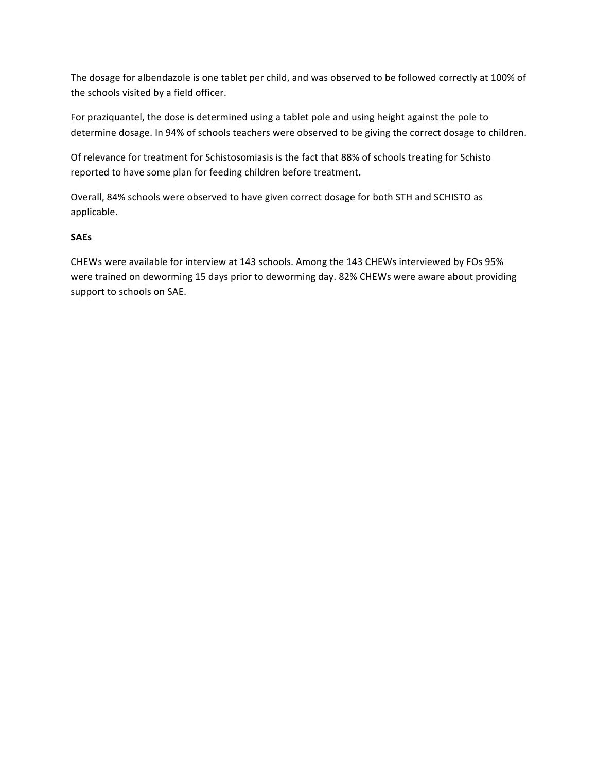The dosage for albendazole is one tablet per child, and was observed to be followed correctly at 100% of the schools visited by a field officer.

For praziquantel, the dose is determined using a tablet pole and using height against the pole to determine dosage. In 94% of schools teachers were observed to be giving the correct dosage to children.

Of relevance for treatment for Schistosomiasis is the fact that 88% of schools treating for Schisto reported to have some plan for feeding children before treatment**.**

Overall, 84% schools were observed to have given correct dosage for both STH and SCHISTO as applicable.

**SAEs**

CHEWs were available for interview at 143 schools. Among the 143 CHEWs interviewed by FOs 95% were trained on deworming 15 days prior to deworming day. 82% CHEWs were aware about providing support to schools on SAE.